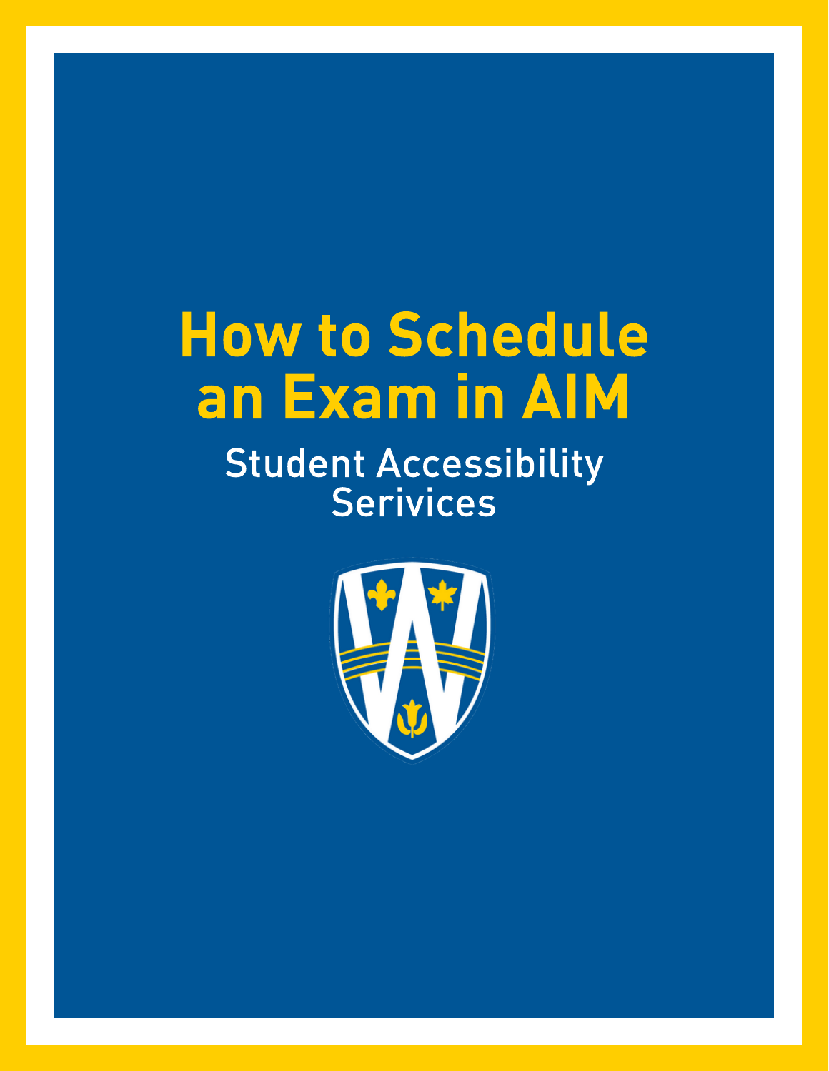# How to Schedule an Exam in AIM

## Student Accessibility Serivices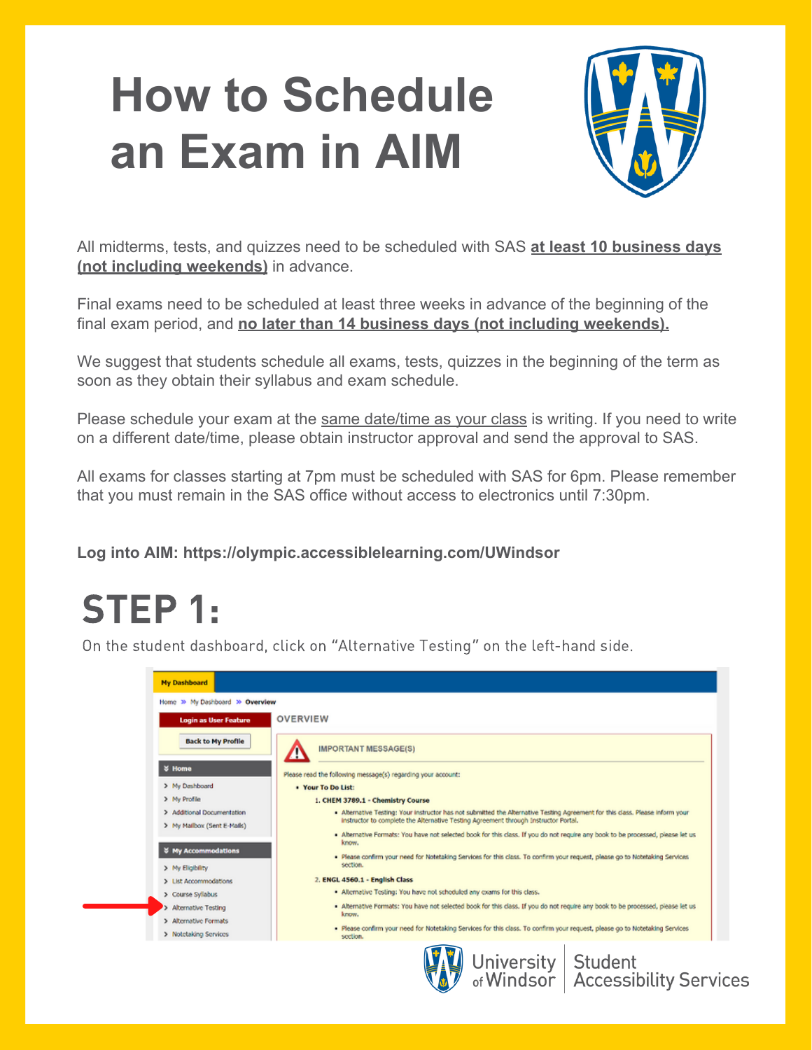# How to Schedule an Exam in AIM

All midterms, tests, and quizzes need to be scheduled with SAS **at least 10 business days (not including weekends)** in advance.

Final exams need to be scheduled at least three weeks in advance of the beginning of the final exam period, and **no later than 14 business days (not including weekends).**

We suggest that students schedule all exams, tests, quizzes in the beginning of the term as soon as they obtain their syllabus and exam schedule.

Please schedule your exam at the same date/time as your class is writing. If you need to write on a different date/time, please obtain instructor approval and send the approval to SAS.

All exams for classes starting at 7pm must be scheduled with SAS for 6pm. Please remember that you must remain in the SAS office without access to electronics until 7:30pm.

**Log into AIM: https://olympic.accessiblelearning.com/UWindsor**

## STEP 1:

On the student dashboard, click on "Alternative Testing" on the left-hand side.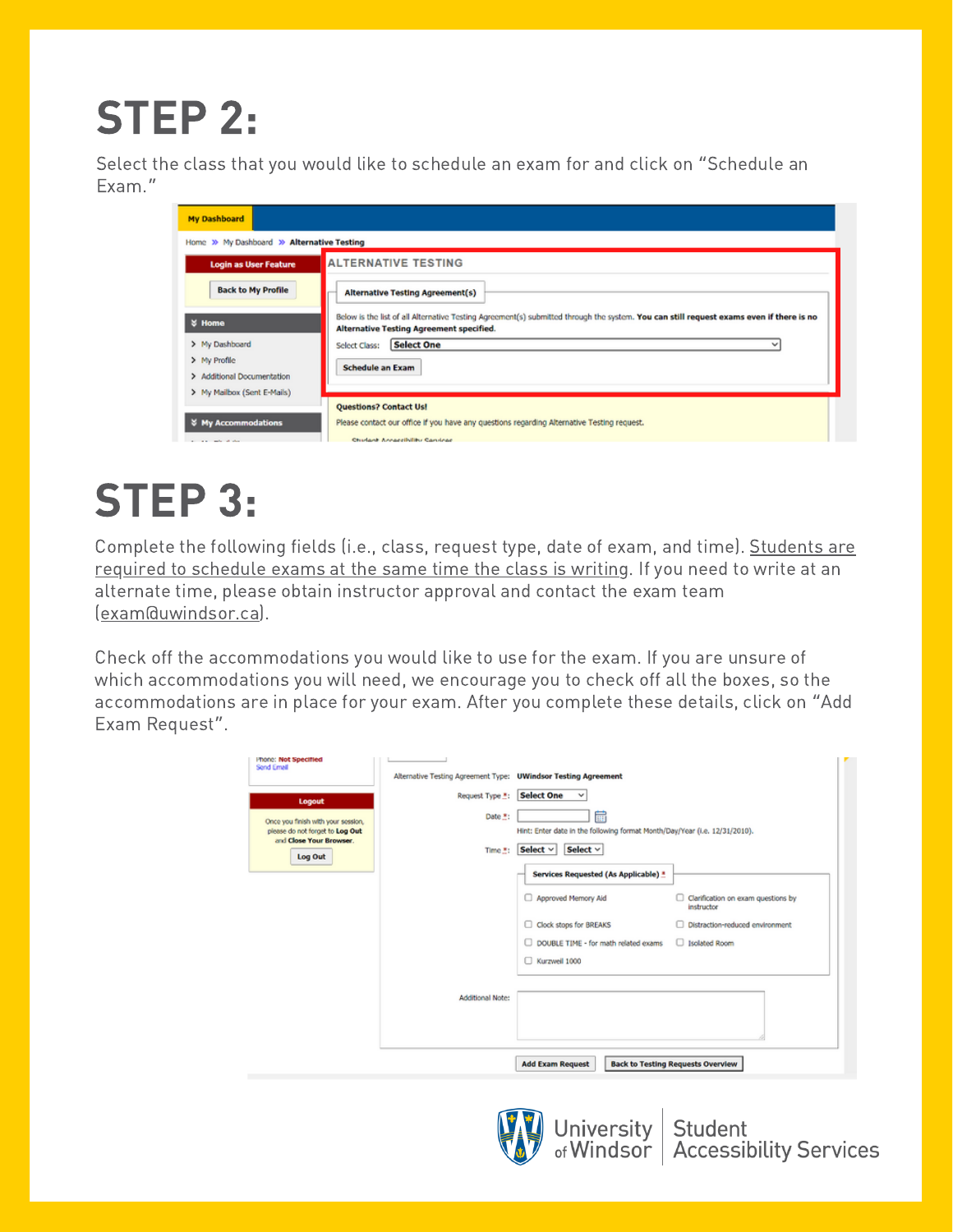# STEP 2:

Select the class that you would like to schedule an exam for and click on “Schedule an Exam.”

# STEP 3:

Complete the following fields (i.e., class, request type, date of exam, and time). Students are required to schedule exams at the same time the class is writing. If you need to write at an alternate time, please obtain instructor approval and contact the exam team (exam@uwindsor.ca).

Check off the accommodations you would like to use for the exam. If you are unsure of which accommodations you will need, we encourage you to check off all the boxes, so the accommodations are in place for your exam. After you complete these details, click on “Add Exam Request”.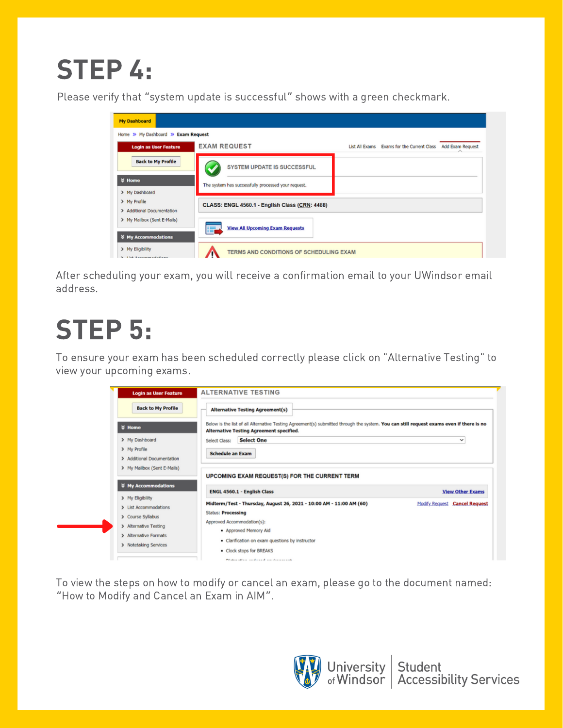# STEP 4:

Please verify that "system update is successful" shows with a green checkmark.

After scheduling your exam, you will receive a confirmation email to your UWindsor email address.

# STEP 5:

To ensure your exam has been scheduled correctly please click on "Alternative Testing" to view your upcoming exams.

To view the steps on how to modify or cancel an exam, please go to the document named: "How to Modify and Cancel an Exam in AIM".